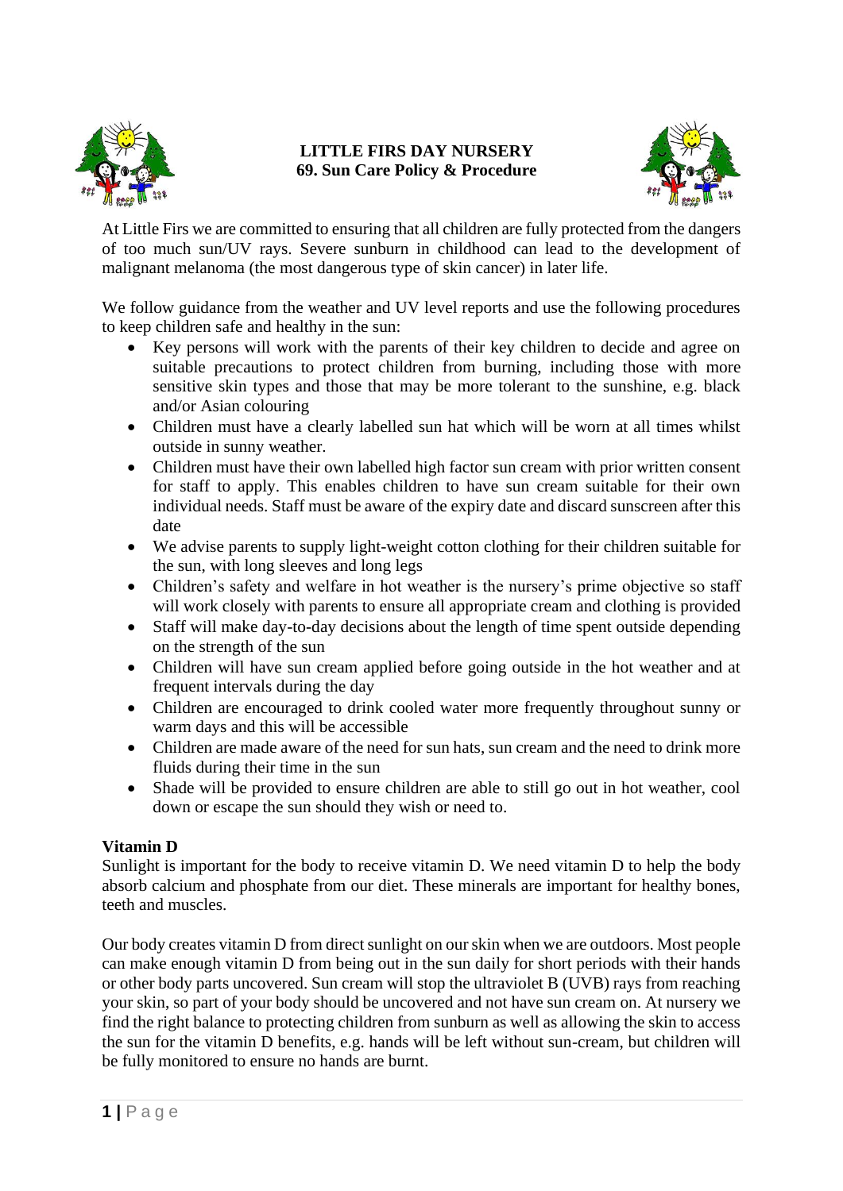**LITTLE FIRS DAY NURSERY**
**69. Sun Care Policy & Procedure**

At Little Firs we are committed to ensuring that all children are fully protected from the dangers of too much sun/UV rays. Severe sunburn in childhood can lead to the development of malignant melanoma (the most dangerous type of skin cancer) in later life.

We follow guidance from the weather and UV level reports and use the following procedures to keep children safe and healthy in the sun:

- Key persons will work with the parents of their key children to decide and agree on suitable precautions to protect children from burning, including those with more sensitive skin types and those that may be more tolerant to the sunshine, e.g. black and/or Asian colouring
- Children must have a clearly labelled sun hat which will be worn at all times whilst outside in sunny weather.
- Children must have their own labelled high factor sun cream with prior written consent for staff to apply. This enables children to have sun cream suitable for their own individual needs. Staff must be aware of the expiry date and discard sunscreen after this date
- We advise parents to supply light-weight cotton clothing for their children suitable for the sun, with long sleeves and long legs
- Children's safety and welfare in hot weather is the nursery's prime objective so staff will work closely with parents to ensure all appropriate cream and clothing is provided
- Staff will make day-to-day decisions about the length of time spent outside depending on the strength of the sun
- Children will have sun cream applied before going outside in the hot weather and at frequent intervals during the day
- Children are encouraged to drink cooled water more frequently throughout sunny or warm days and this will be accessible
- Children are made aware of the need for sun hats, sun cream and the need to drink more fluids during their time in the sun
- Shade will be provided to ensure children are able to still go out in hot weather, cool down or escape the sun should they wish or need to.

**Vitamin D**

Sunlight is important for the body to receive vitamin D. We need vitamin D to help the body absorb calcium and phosphate from our diet. These minerals are important for healthy bones, teeth and muscles.

Our body creates vitamin D from direct sunlight on our skin when we are outdoors. Most people can make enough vitamin D from being out in the sun daily for short periods with their hands or other body parts uncovered. Sun cream will stop the ultraviolet B (UVB) rays from reaching your skin, so part of your body should be uncovered and not have sun cream on. At nursery we find the right balance to protecting children from sunburn as well as allowing the skin to access the sun for the vitamin D benefits, e.g. hands will be left without sun-cream, but children will be fully monitored to ensure no hands are burnt.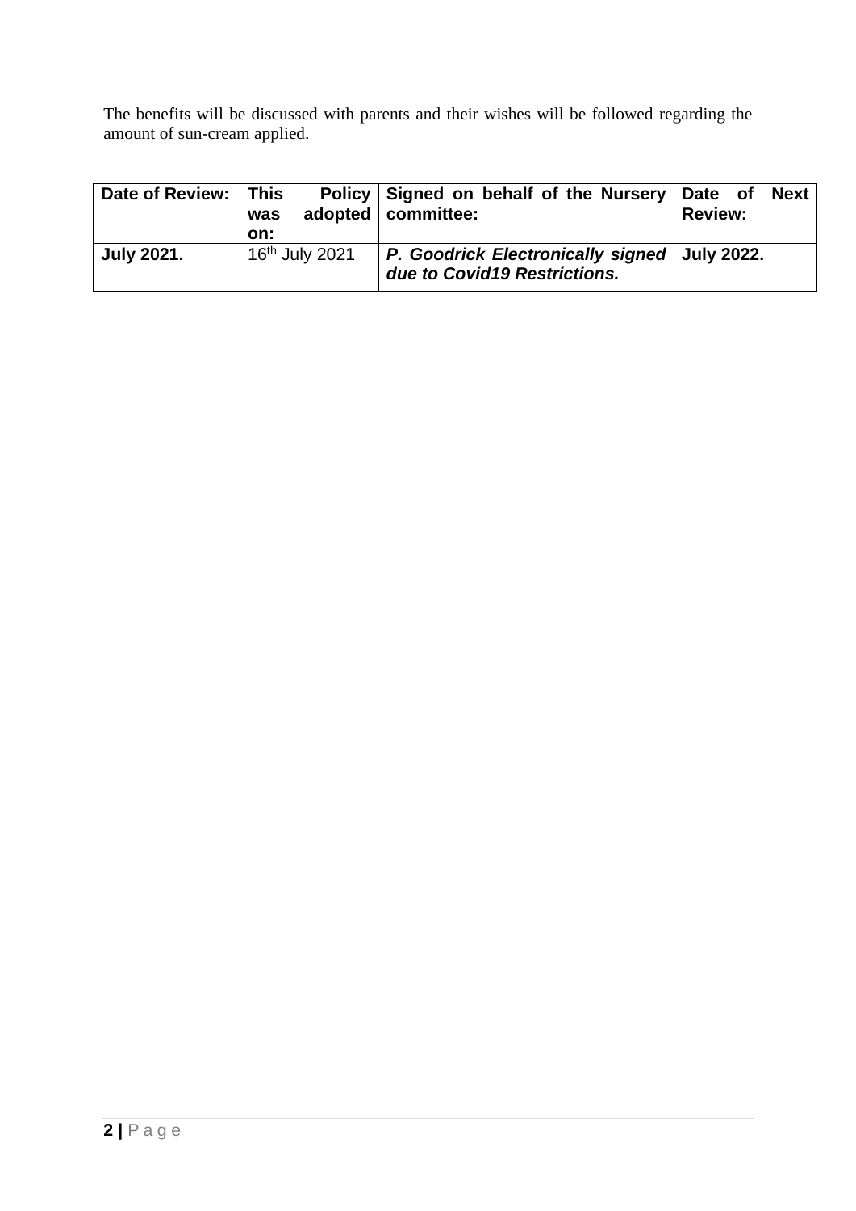The benefits will be discussed with parents and their wishes will be followed regarding the amount of sun-cream applied.

| **Date of Review:** | **This Policy was adopted on:** | **Signed on behalf of the Nursery committee:** | **Date of Next Review:** |
|---|---|---|---|
| **July 2021.** | 16th July 2021 | ***P. Goodrick Electronically signed due to Covid19 Restrictions.*** | **July 2022.** |